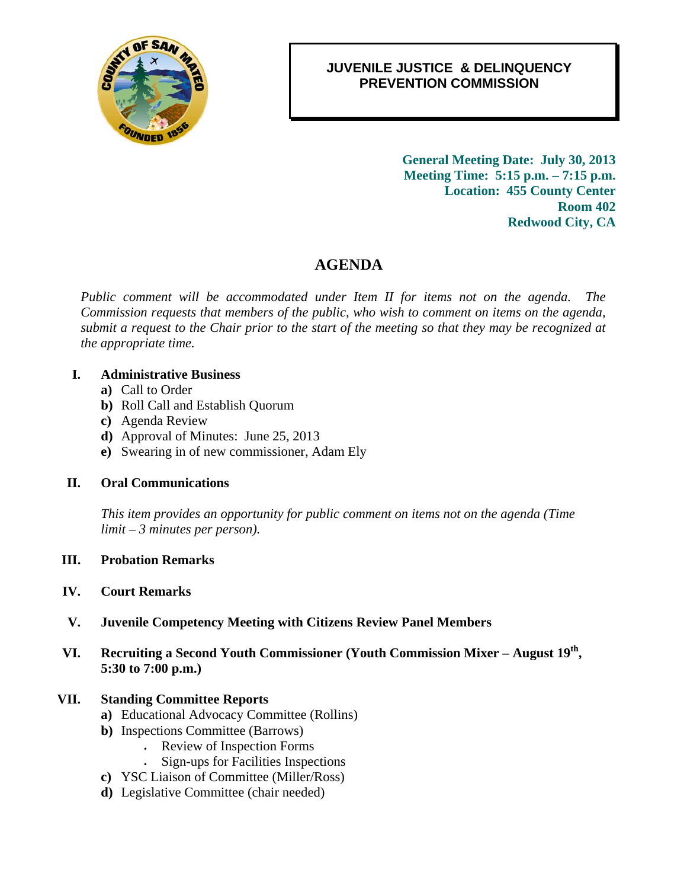# JUVENILE JUSTICE & DELINQUENCY PREVENTION COMMISSION

**General Meeting Date: July 30, 2013**
**Meeting Time: 5:15 p.m. – 7:15 p.m.**
**Location: 455 County Center**
**Room 402**
**Redwood City, CA**

## AGENDA

*Public comment will be accommodated under Item II for items not on the agenda. The Commission requests that members of the public, who wish to comment on items on the agenda, submit a request to the Chair prior to the start of the meeting so that they may be recognized at the appropriate time.*

**I. Administrative Business**

- **a)** Call to Order
- **b)** Roll Call and Establish Quorum
- **c)** Agenda Review
- **d)** Approval of Minutes: June 25, 2013
- **e)** Swearing in of new commissioner, Adam Ely

**II. Oral Communications**

*This item provides an opportunity for public comment on items not on the agenda (Time limit – 3 minutes per person).*

**III. Probation Remarks**

**IV. Court Remarks**

**V. Juvenile Competency Meeting with Citizens Review Panel Members**

**VI. Recruiting a Second Youth Commissioner (Youth Commission Mixer – August 19th, 5:30 to 7:00 p.m.)**

**VII. Standing Committee Reports**

- **a)** Educational Advocacy Committee (Rollins)
- **b)** Inspections Committee (Barrows)
  - Review of Inspection Forms
  - Sign-ups for Facilities Inspections
- **c)** YSC Liaison of Committee (Miller/Ross)
- **d)** Legislative Committee (chair needed)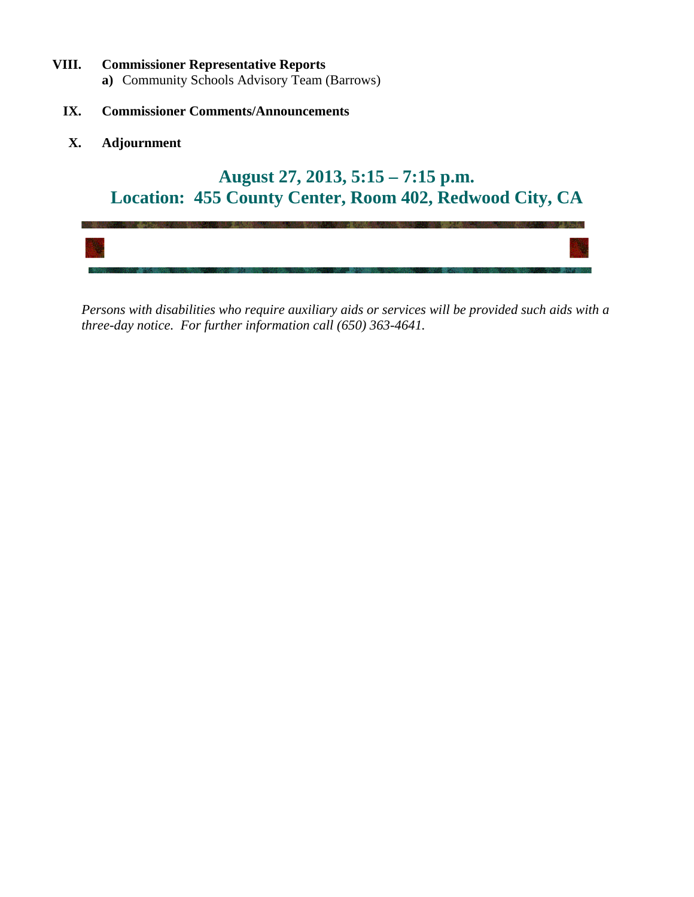**VIII. Commissioner Representative Reports**

**a)** Community Schools Advisory Team (Barrows)

**IX. Commissioner Comments/Announcements**

**X. Adjournment**

## August 27, 2013, 5:15 – 7:15 p.m.
## Location: 455 County Center, Room 402, Redwood City, CA

*Persons with disabilities who require auxiliary aids or services will be provided such aids with a three-day notice. For further information call (650) 363-4641.*